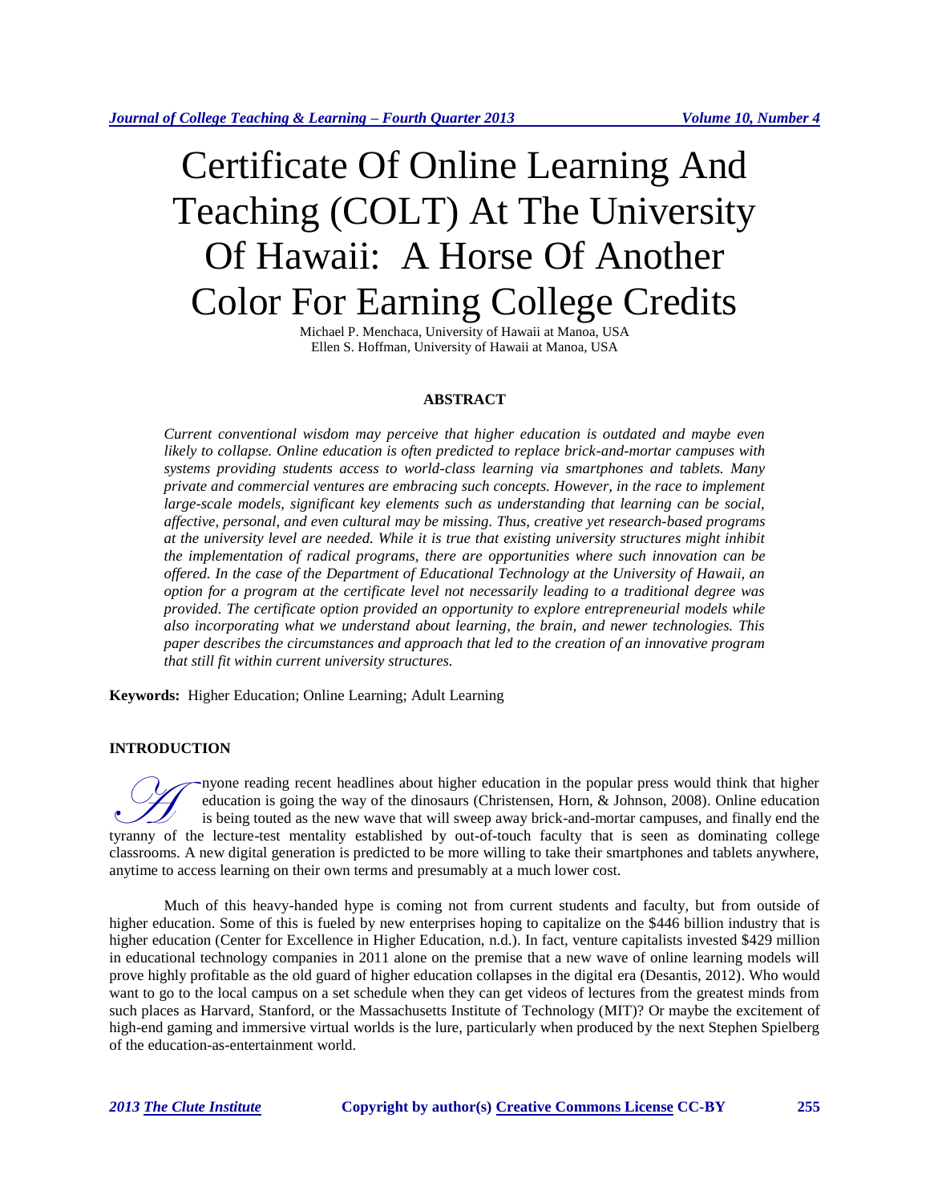# Certificate Of Online Learning And Teaching (COLT) At The University Of Hawaii: A Horse Of Another Color For Earning College Credits

Michael P. Menchaca, University of Hawaii at Manoa, USA
Ellen S. Hoffman, University of Hawaii at Manoa, USA

## ABSTRACT

*Current conventional wisdom may perceive that higher education is outdated and maybe even likely to collapse. Online education is often predicted to replace brick-and-mortar campuses with systems providing students access to world-class learning via smartphones and tablets. Many private and commercial ventures are embracing such concepts. However, in the race to implement large-scale models, significant key elements such as understanding that learning can be social, affective, personal, and even cultural may be missing. Thus, creative yet research-based programs at the university level are needed. While it is true that existing university structures might inhibit the implementation of radical programs, there are opportunities where such innovation can be offered. In the case of the Department of Educational Technology at the University of Hawaii, an option for a program at the certificate level not necessarily leading to a traditional degree was provided. The certificate option provided an opportunity to explore entrepreneurial models while also incorporating what we understand about learning, the brain, and newer technologies. This paper describes the circumstances and approach that led to the creation of an innovative program that still fit within current university structures.*

**Keywords:** Higher Education; Online Learning; Adult Learning

## INTRODUCTION

Anyone reading recent headlines about higher education in the popular press would think that higher education is going the way of the dinosaurs (Christensen, Horn, & Johnson, 2008). Online education is being touted as the new wave that will sweep away brick-and-mortar campuses, and finally end the tyranny of the lecture-test mentality established by out-of-touch faculty that is seen as dominating college classrooms. A new digital generation is predicted to be more willing to take their smartphones and tablets anywhere, anytime to access learning on their own terms and presumably at a much lower cost.

Much of this heavy-handed hype is coming not from current students and faculty, but from outside of higher education. Some of this is fueled by new enterprises hoping to capitalize on the $446 billion industry that is higher education (Center for Excellence in Higher Education, n.d.). In fact, venture capitalists invested $429 million in educational technology companies in 2011 alone on the premise that a new wave of online learning models will prove highly profitable as the old guard of higher education collapses in the digital era (Desantis, 2012). Who would want to go to the local campus on a set schedule when they can get videos of lectures from the greatest minds from such places as Harvard, Stanford, or the Massachusetts Institute of Technology (MIT)? Or maybe the excitement of high-end gaming and immersive virtual worlds is the lure, particularly when produced by the next Stephen Spielberg of the education-as-entertainment world.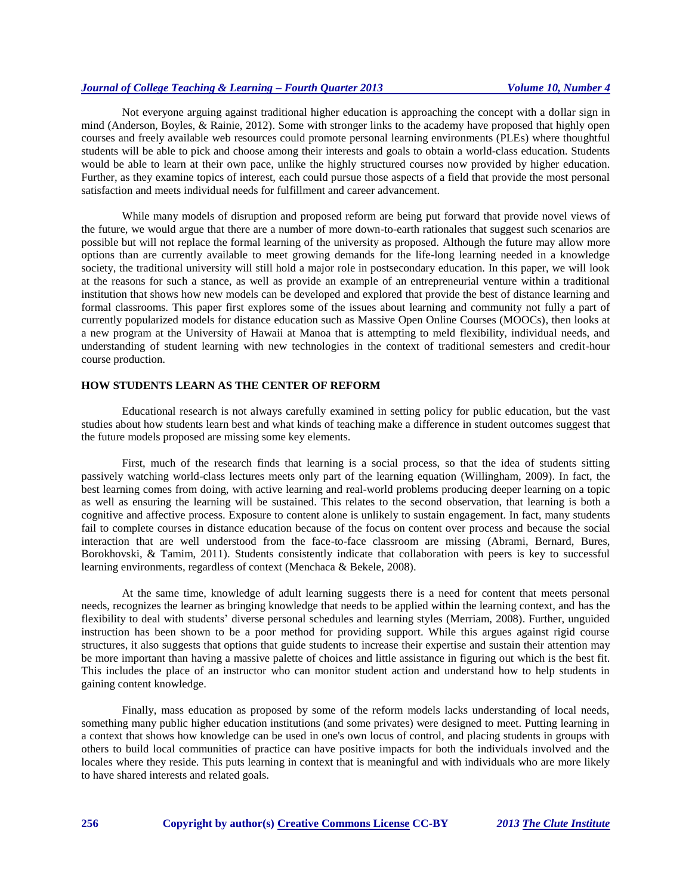Not everyone arguing against traditional higher education is approaching the concept with a dollar sign in mind (Anderson, Boyles, & Rainie, 2012). Some with stronger links to the academy have proposed that highly open courses and freely available web resources could promote personal learning environments (PLEs) where thoughtful students will be able to pick and choose among their interests and goals to obtain a world-class education. Students would be able to learn at their own pace, unlike the highly structured courses now provided by higher education. Further, as they examine topics of interest, each could pursue those aspects of a field that provide the most personal satisfaction and meets individual needs for fulfillment and career advancement.

While many models of disruption and proposed reform are being put forward that provide novel views of the future, we would argue that there are a number of more down-to-earth rationales that suggest such scenarios are possible but will not replace the formal learning of the university as proposed. Although the future may allow more options than are currently available to meet growing demands for the life-long learning needed in a knowledge society, the traditional university will still hold a major role in postsecondary education. In this paper, we will look at the reasons for such a stance, as well as provide an example of an entrepreneurial venture within a traditional institution that shows how new models can be developed and explored that provide the best of distance learning and formal classrooms. This paper first explores some of the issues about learning and community not fully a part of currently popularized models for distance education such as Massive Open Online Courses (MOOCs), then looks at a new program at the University of Hawaii at Manoa that is attempting to meld flexibility, individual needs, and understanding of student learning with new technologies in the context of traditional semesters and credit-hour course production.

## HOW STUDENTS LEARN AS THE CENTER OF REFORM

Educational research is not always carefully examined in setting policy for public education, but the vast studies about how students learn best and what kinds of teaching make a difference in student outcomes suggest that the future models proposed are missing some key elements.

First, much of the research finds that learning is a social process, so that the idea of students sitting passively watching world-class lectures meets only part of the learning equation (Willingham, 2009). In fact, the best learning comes from doing, with active learning and real-world problems producing deeper learning on a topic as well as ensuring the learning will be sustained. This relates to the second observation, that learning is both a cognitive and affective process. Exposure to content alone is unlikely to sustain engagement. In fact, many students fail to complete courses in distance education because of the focus on content over process and because the social interaction that are well understood from the face-to-face classroom are missing (Abrami, Bernard, Bures, Borokhovski, & Tamim, 2011). Students consistently indicate that collaboration with peers is key to successful learning environments, regardless of context (Menchaca & Bekele, 2008).

At the same time, knowledge of adult learning suggests there is a need for content that meets personal needs, recognizes the learner as bringing knowledge that needs to be applied within the learning context, and has the flexibility to deal with students' diverse personal schedules and learning styles (Merriam, 2008). Further, unguided instruction has been shown to be a poor method for providing support. While this argues against rigid course structures, it also suggests that options that guide students to increase their expertise and sustain their attention may be more important than having a massive palette of choices and little assistance in figuring out which is the best fit. This includes the place of an instructor who can monitor student action and understand how to help students in gaining content knowledge.

Finally, mass education as proposed by some of the reform models lacks understanding of local needs, something many public higher education institutions (and some privates) were designed to meet. Putting learning in a context that shows how knowledge can be used in one's own locus of control, and placing students in groups with others to build local communities of practice can have positive impacts for both the individuals involved and the locales where they reside. This puts learning in context that is meaningful and with individuals who are more likely to have shared interests and related goals.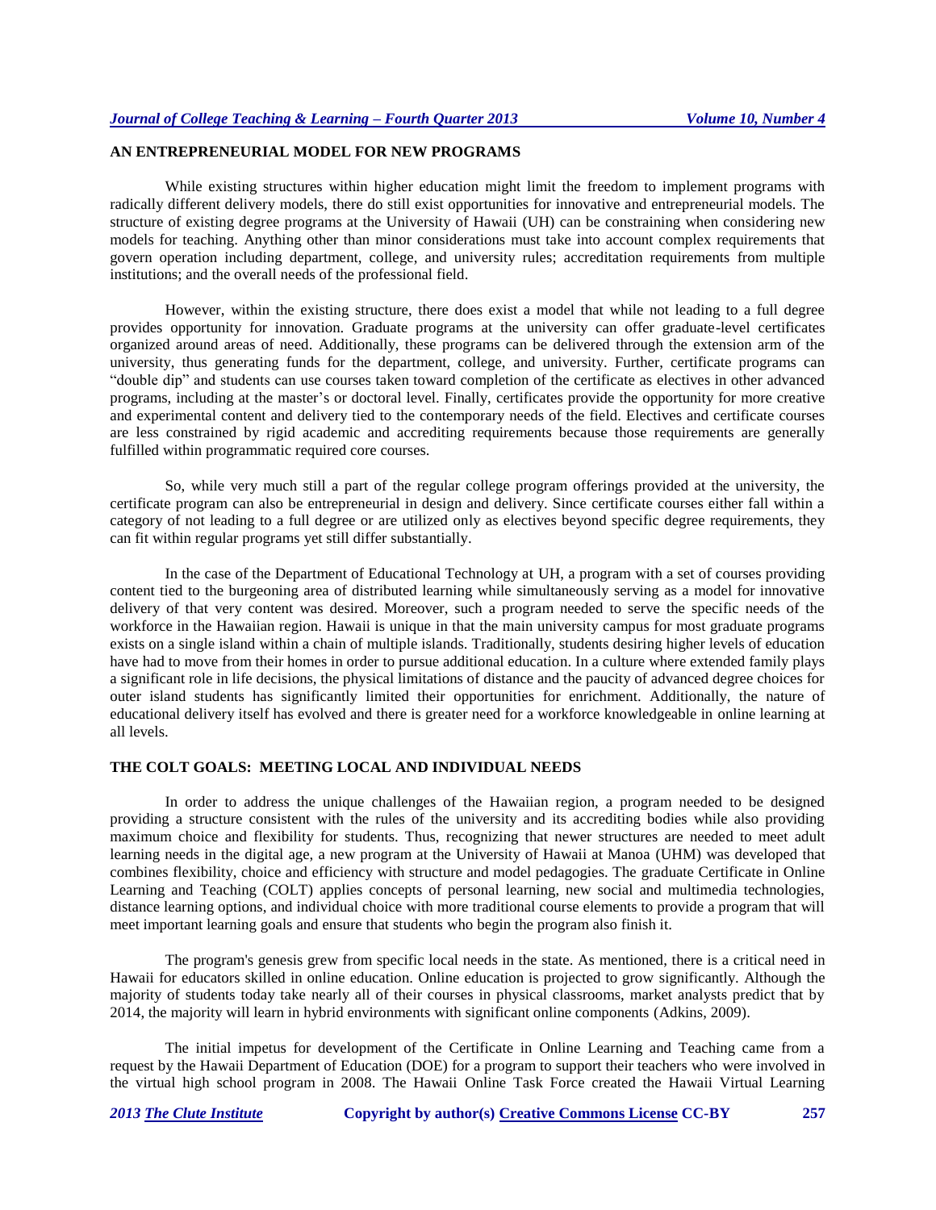## AN ENTREPRENEURIAL MODEL FOR NEW PROGRAMS

While existing structures within higher education might limit the freedom to implement programs with radically different delivery models, there do still exist opportunities for innovative and entrepreneurial models. The structure of existing degree programs at the University of Hawaii (UH) can be constraining when considering new models for teaching. Anything other than minor considerations must take into account complex requirements that govern operation including department, college, and university rules; accreditation requirements from multiple institutions; and the overall needs of the professional field.

However, within the existing structure, there does exist a model that while not leading to a full degree provides opportunity for innovation. Graduate programs at the university can offer graduate-level certificates organized around areas of need. Additionally, these programs can be delivered through the extension arm of the university, thus generating funds for the department, college, and university. Further, certificate programs can "double dip" and students can use courses taken toward completion of the certificate as electives in other advanced programs, including at the master's or doctoral level. Finally, certificates provide the opportunity for more creative and experimental content and delivery tied to the contemporary needs of the field. Electives and certificate courses are less constrained by rigid academic and accrediting requirements because those requirements are generally fulfilled within programmatic required core courses.

So, while very much still a part of the regular college program offerings provided at the university, the certificate program can also be entrepreneurial in design and delivery. Since certificate courses either fall within a category of not leading to a full degree or are utilized only as electives beyond specific degree requirements, they can fit within regular programs yet still differ substantially.

In the case of the Department of Educational Technology at UH, a program with a set of courses providing content tied to the burgeoning area of distributed learning while simultaneously serving as a model for innovative delivery of that very content was desired. Moreover, such a program needed to serve the specific needs of the workforce in the Hawaiian region. Hawaii is unique in that the main university campus for most graduate programs exists on a single island within a chain of multiple islands. Traditionally, students desiring higher levels of education have had to move from their homes in order to pursue additional education. In a culture where extended family plays a significant role in life decisions, the physical limitations of distance and the paucity of advanced degree choices for outer island students has significantly limited their opportunities for enrichment. Additionally, the nature of educational delivery itself has evolved and there is greater need for a workforce knowledgeable in online learning at all levels.

## THE COLT GOALS: MEETING LOCAL AND INDIVIDUAL NEEDS

In order to address the unique challenges of the Hawaiian region, a program needed to be designed providing a structure consistent with the rules of the university and its accrediting bodies while also providing maximum choice and flexibility for students. Thus, recognizing that newer structures are needed to meet adult learning needs in the digital age, a new program at the University of Hawaii at Manoa (UHM) was developed that combines flexibility, choice and efficiency with structure and model pedagogies. The graduate Certificate in Online Learning and Teaching (COLT) applies concepts of personal learning, new social and multimedia technologies, distance learning options, and individual choice with more traditional course elements to provide a program that will meet important learning goals and ensure that students who begin the program also finish it.

The program's genesis grew from specific local needs in the state. As mentioned, there is a critical need in Hawaii for educators skilled in online education. Online education is projected to grow significantly. Although the majority of students today take nearly all of their courses in physical classrooms, market analysts predict that by 2014, the majority will learn in hybrid environments with significant online components (Adkins, 2009).

The initial impetus for development of the Certificate in Online Learning and Teaching came from a request by the Hawaii Department of Education (DOE) for a program to support their teachers who were involved in the virtual high school program in 2008. The Hawaii Online Task Force created the Hawaii Virtual Learning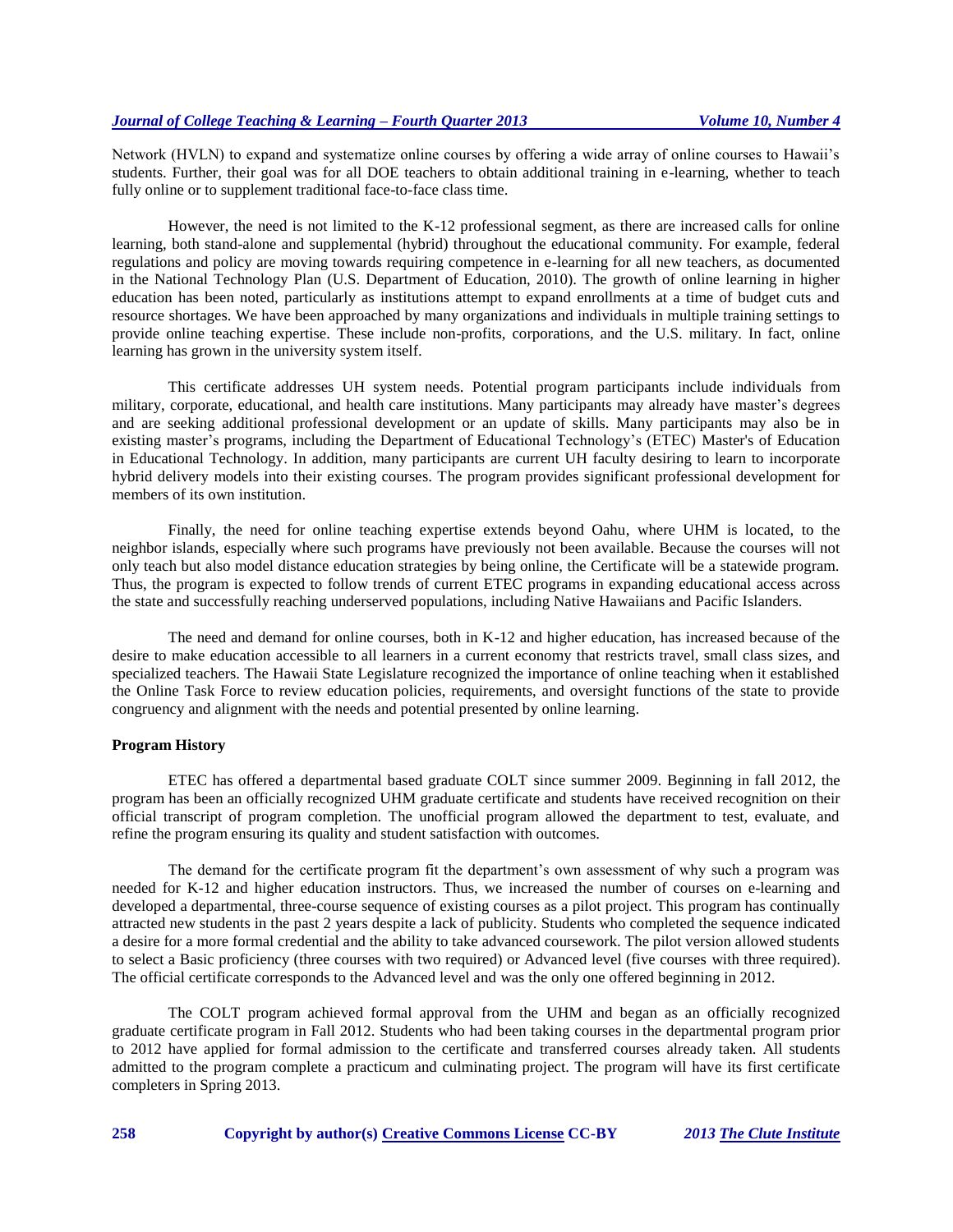Network (HVLN) to expand and systematize online courses by offering a wide array of online courses to Hawaii's students. Further, their goal was for all DOE teachers to obtain additional training in e-learning, whether to teach fully online or to supplement traditional face-to-face class time.

However, the need is not limited to the K-12 professional segment, as there are increased calls for online learning, both stand-alone and supplemental (hybrid) throughout the educational community. For example, federal regulations and policy are moving towards requiring competence in e-learning for all new teachers, as documented in the National Technology Plan (U.S. Department of Education, 2010). The growth of online learning in higher education has been noted, particularly as institutions attempt to expand enrollments at a time of budget cuts and resource shortages. We have been approached by many organizations and individuals in multiple training settings to provide online teaching expertise. These include non-profits, corporations, and the U.S. military. In fact, online learning has grown in the university system itself.

This certificate addresses UH system needs. Potential program participants include individuals from military, corporate, educational, and health care institutions. Many participants may already have master's degrees and are seeking additional professional development or an update of skills. Many participants may also be in existing master's programs, including the Department of Educational Technology's (ETEC) Master's of Education in Educational Technology. In addition, many participants are current UH faculty desiring to learn to incorporate hybrid delivery models into their existing courses. The program provides significant professional development for members of its own institution.

Finally, the need for online teaching expertise extends beyond Oahu, where UHM is located, to the neighbor islands, especially where such programs have previously not been available. Because the courses will not only teach but also model distance education strategies by being online, the Certificate will be a statewide program. Thus, the program is expected to follow trends of current ETEC programs in expanding educational access across the state and successfully reaching underserved populations, including Native Hawaiians and Pacific Islanders.

The need and demand for online courses, both in K-12 and higher education, has increased because of the desire to make education accessible to all learners in a current economy that restricts travel, small class sizes, and specialized teachers. The Hawaii State Legislature recognized the importance of online teaching when it established the Online Task Force to review education policies, requirements, and oversight functions of the state to provide congruency and alignment with the needs and potential presented by online learning.

**Program History**

ETEC has offered a departmental based graduate COLT since summer 2009. Beginning in fall 2012, the program has been an officially recognized UHM graduate certificate and students have received recognition on their official transcript of program completion. The unofficial program allowed the department to test, evaluate, and refine the program ensuring its quality and student satisfaction with outcomes.

The demand for the certificate program fit the department's own assessment of why such a program was needed for K-12 and higher education instructors. Thus, we increased the number of courses on e-learning and developed a departmental, three-course sequence of existing courses as a pilot project. This program has continually attracted new students in the past 2 years despite a lack of publicity. Students who completed the sequence indicated a desire for a more formal credential and the ability to take advanced coursework. The pilot version allowed students to select a Basic proficiency (three courses with two required) or Advanced level (five courses with three required). The official certificate corresponds to the Advanced level and was the only one offered beginning in 2012.

The COLT program achieved formal approval from the UHM and began as an officially recognized graduate certificate program in Fall 2012. Students who had been taking courses in the departmental program prior to 2012 have applied for formal admission to the certificate and transferred courses already taken. All students admitted to the program complete a practicum and culminating project. The program will have its first certificate completers in Spring 2013.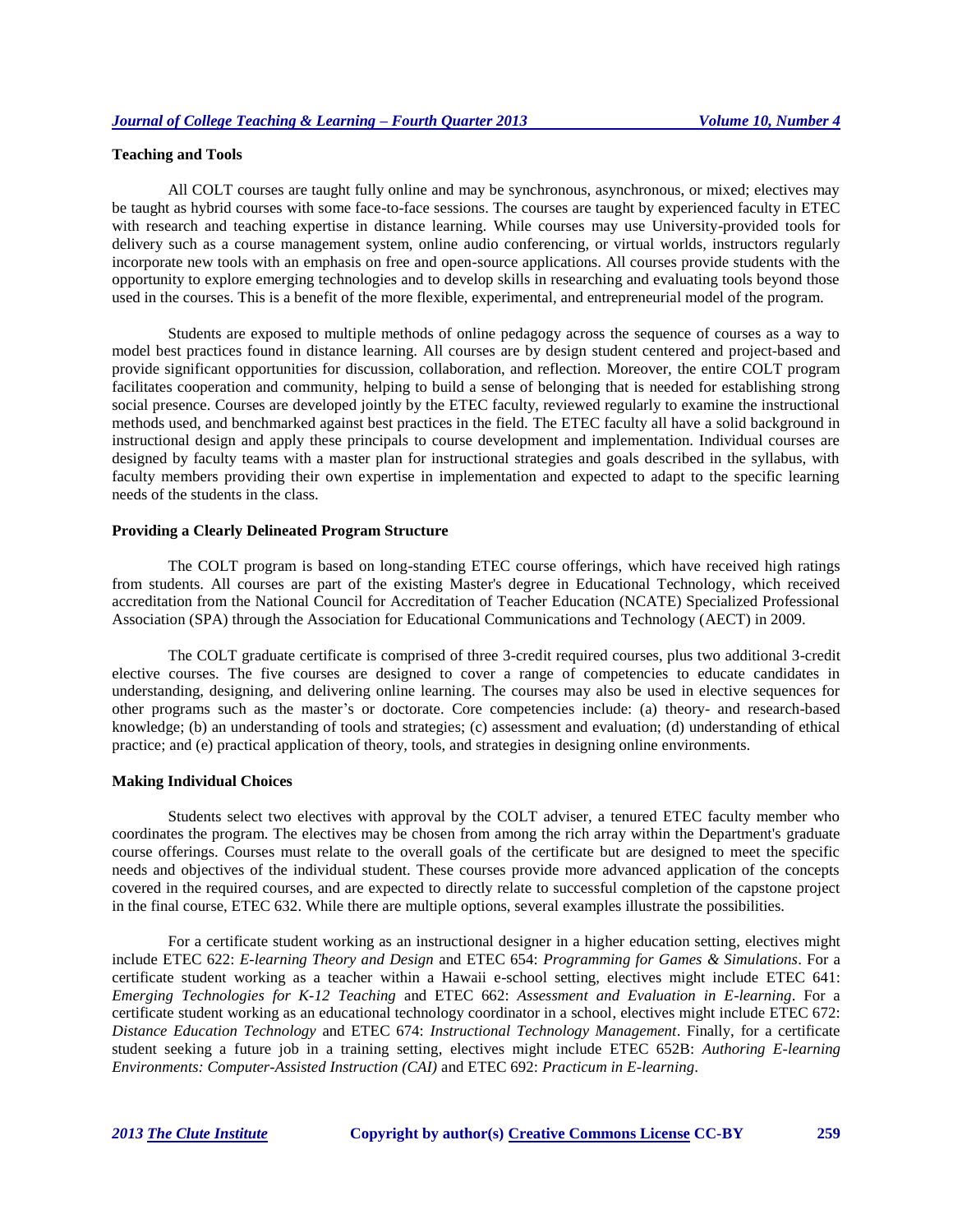**Teaching and Tools**

All COLT courses are taught fully online and may be synchronous, asynchronous, or mixed; electives may be taught as hybrid courses with some face-to-face sessions. The courses are taught by experienced faculty in ETEC with research and teaching expertise in distance learning. While courses may use University-provided tools for delivery such as a course management system, online audio conferencing, or virtual worlds, instructors regularly incorporate new tools with an emphasis on free and open-source applications. All courses provide students with the opportunity to explore emerging technologies and to develop skills in researching and evaluating tools beyond those used in the courses. This is a benefit of the more flexible, experimental, and entrepreneurial model of the program.

Students are exposed to multiple methods of online pedagogy across the sequence of courses as a way to model best practices found in distance learning. All courses are by design student centered and project-based and provide significant opportunities for discussion, collaboration, and reflection. Moreover, the entire COLT program facilitates cooperation and community, helping to build a sense of belonging that is needed for establishing strong social presence. Courses are developed jointly by the ETEC faculty, reviewed regularly to examine the instructional methods used, and benchmarked against best practices in the field. The ETEC faculty all have a solid background in instructional design and apply these principals to course development and implementation. Individual courses are designed by faculty teams with a master plan for instructional strategies and goals described in the syllabus, with faculty members providing their own expertise in implementation and expected to adapt to the specific learning needs of the students in the class.

**Providing a Clearly Delineated Program Structure**

The COLT program is based on long-standing ETEC course offerings, which have received high ratings from students. All courses are part of the existing Master's degree in Educational Technology, which received accreditation from the National Council for Accreditation of Teacher Education (NCATE) Specialized Professional Association (SPA) through the Association for Educational Communications and Technology (AECT) in 2009.

The COLT graduate certificate is comprised of three 3-credit required courses, plus two additional 3-credit elective courses. The five courses are designed to cover a range of competencies to educate candidates in understanding, designing, and delivering online learning. The courses may also be used in elective sequences for other programs such as the master's or doctorate. Core competencies include: (a) theory- and research-based knowledge; (b) an understanding of tools and strategies; (c) assessment and evaluation; (d) understanding of ethical practice; and (e) practical application of theory, tools, and strategies in designing online environments.

**Making Individual Choices**

Students select two electives with approval by the COLT adviser, a tenured ETEC faculty member who coordinates the program. The electives may be chosen from among the rich array within the Department's graduate course offerings. Courses must relate to the overall goals of the certificate but are designed to meet the specific needs and objectives of the individual student. These courses provide more advanced application of the concepts covered in the required courses, and are expected to directly relate to successful completion of the capstone project in the final course, ETEC 632. While there are multiple options, several examples illustrate the possibilities.

For a certificate student working as an instructional designer in a higher education setting, electives might include ETEC 622: *E-learning Theory and Design* and ETEC 654: *Programming for Games & Simulations*. For a certificate student working as a teacher within a Hawaii e-school setting, electives might include ETEC 641: *Emerging Technologies for K-12 Teaching* and ETEC 662: *Assessment and Evaluation in E-learning*. For a certificate student working as an educational technology coordinator in a school, electives might include ETEC 672: *Distance Education Technology* and ETEC 674: *Instructional Technology Management*. Finally, for a certificate student seeking a future job in a training setting, electives might include ETEC 652B: *Authoring E-learning Environments: Computer-Assisted Instruction (CAI)* and ETEC 692: *Practicum in E-learning*.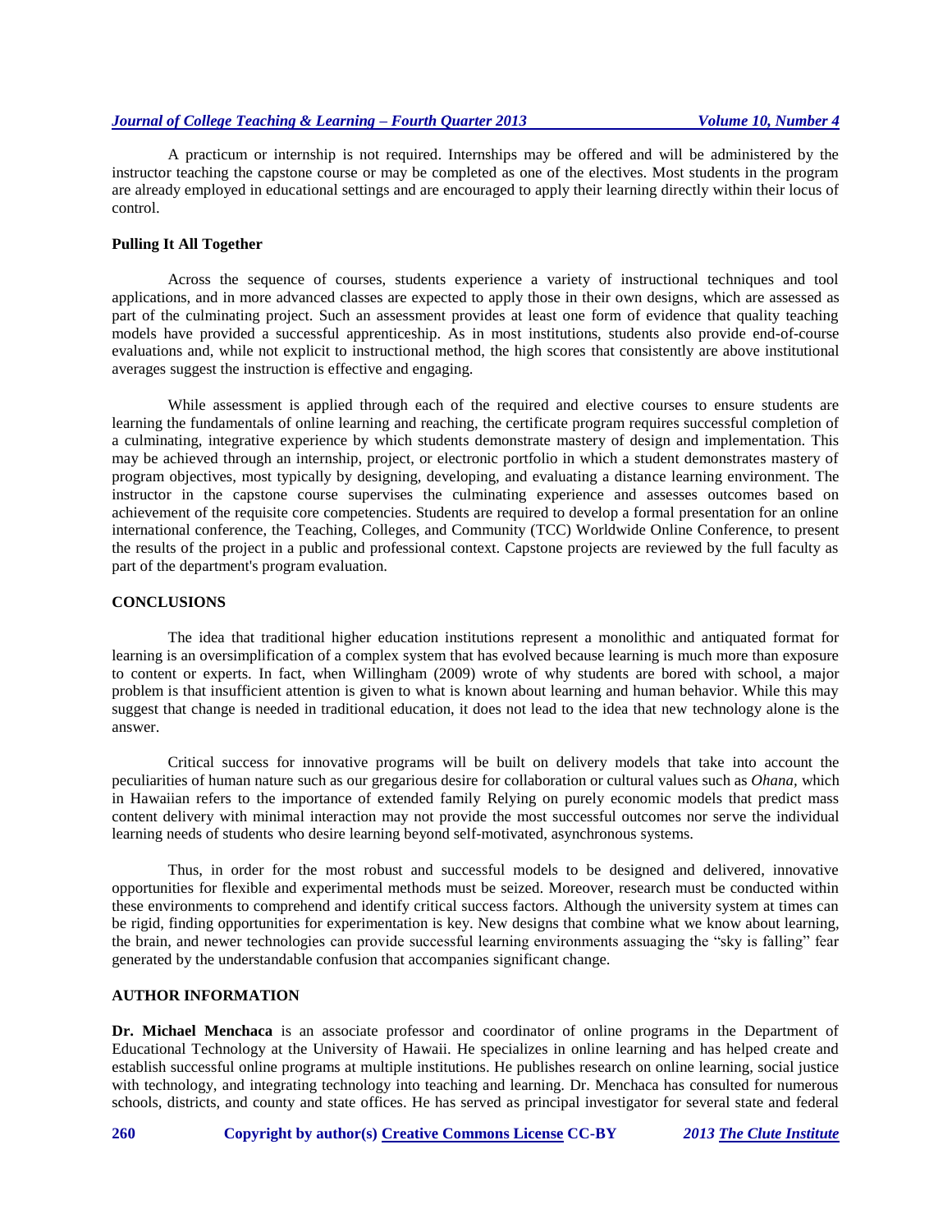A practicum or internship is not required. Internships may be offered and will be administered by the instructor teaching the capstone course or may be completed as one of the electives. Most students in the program are already employed in educational settings and are encouraged to apply their learning directly within their locus of control.

### Pulling It All Together

Across the sequence of courses, students experience a variety of instructional techniques and tool applications, and in more advanced classes are expected to apply those in their own designs, which are assessed as part of the culminating project. Such an assessment provides at least one form of evidence that quality teaching models have provided a successful apprenticeship. As in most institutions, students also provide end-of-course evaluations and, while not explicit to instructional method, the high scores that consistently are above institutional averages suggest the instruction is effective and engaging.

While assessment is applied through each of the required and elective courses to ensure students are learning the fundamentals of online learning and reaching, the certificate program requires successful completion of a culminating, integrative experience by which students demonstrate mastery of design and implementation. This may be achieved through an internship, project, or electronic portfolio in which a student demonstrates mastery of program objectives, most typically by designing, developing, and evaluating a distance learning environment. The instructor in the capstone course supervises the culminating experience and assesses outcomes based on achievement of the requisite core competencies. Students are required to develop a formal presentation for an online international conference, the Teaching, Colleges, and Community (TCC) Worldwide Online Conference, to present the results of the project in a public and professional context. Capstone projects are reviewed by the full faculty as part of the department's program evaluation.

## CONCLUSIONS

The idea that traditional higher education institutions represent a monolithic and antiquated format for learning is an oversimplification of a complex system that has evolved because learning is much more than exposure to content or experts. In fact, when Willingham (2009) wrote of why students are bored with school, a major problem is that insufficient attention is given to what is known about learning and human behavior. While this may suggest that change is needed in traditional education, it does not lead to the idea that new technology alone is the answer.

Critical success for innovative programs will be built on delivery models that take into account the peculiarities of human nature such as our gregarious desire for collaboration or cultural values such as *Ohana,* which in Hawaiian refers to the importance of extended family Relying on purely economic models that predict mass content delivery with minimal interaction may not provide the most successful outcomes nor serve the individual learning needs of students who desire learning beyond self-motivated, asynchronous systems.

Thus, in order for the most robust and successful models to be designed and delivered, innovative opportunities for flexible and experimental methods must be seized. Moreover, research must be conducted within these environments to comprehend and identify critical success factors. Although the university system at times can be rigid, finding opportunities for experimentation is key. New designs that combine what we know about learning, the brain, and newer technologies can provide successful learning environments assuaging the "sky is falling" fear generated by the understandable confusion that accompanies significant change.

## AUTHOR INFORMATION

**Dr. Michael Menchaca** is an associate professor and coordinator of online programs in the Department of Educational Technology at the University of Hawaii. He specializes in online learning and has helped create and establish successful online programs at multiple institutions. He publishes research on online learning, social justice with technology, and integrating technology into teaching and learning. Dr. Menchaca has consulted for numerous schools, districts, and county and state offices. He has served as principal investigator for several state and federal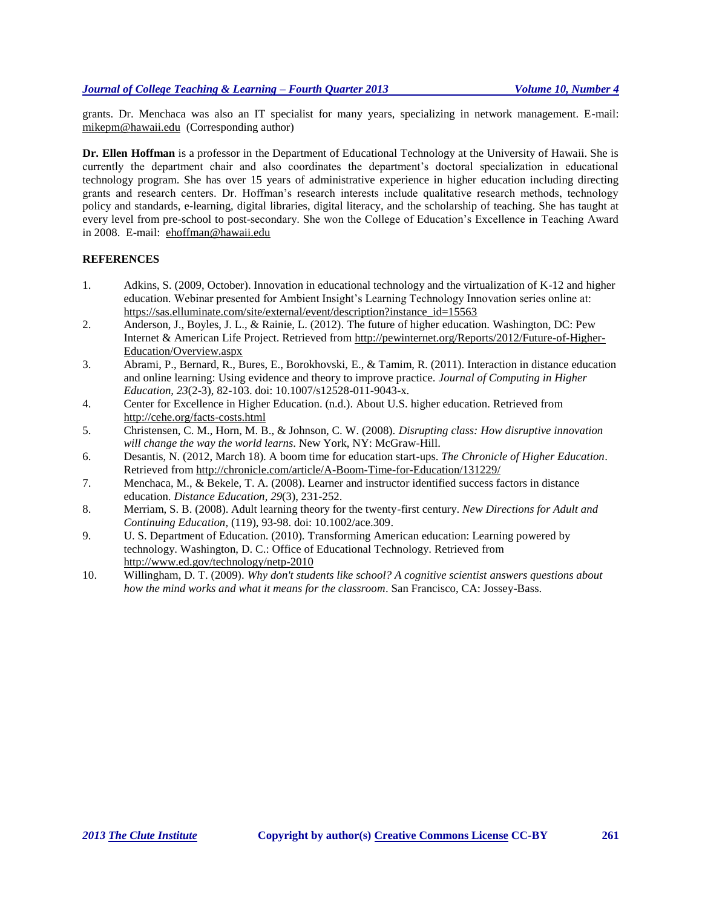grants. Dr. Menchaca was also an IT specialist for many years, specializing in network management. E-mail: mikepm@hawaii.edu (Corresponding author)

**Dr. Ellen Hoffman** is a professor in the Department of Educational Technology at the University of Hawaii. She is currently the department chair and also coordinates the department's doctoral specialization in educational technology program. She has over 15 years of administrative experience in higher education including directing grants and research centers. Dr. Hoffman's research interests include qualitative research methods, technology policy and standards, e-learning, digital libraries, digital literacy, and the scholarship of teaching. She has taught at every level from pre-school to post-secondary. She won the College of Education's Excellence in Teaching Award in 2008. E-mail: ehoffman@hawaii.edu

## REFERENCES

1. Adkins, S. (2009, October). Innovation in educational technology and the virtualization of K-12 and higher education. Webinar presented for Ambient Insight's Learning Technology Innovation series online at: https://sas.elluminate.com/site/external/event/description?instance_id=15563
2. Anderson, J., Boyles, J. L., & Rainie, L. (2012). The future of higher education. Washington, DC: Pew Internet & American Life Project. Retrieved from http://pewinternet.org/Reports/2012/Future-of-Higher-Education/Overview.aspx
3. Abrami, P., Bernard, R., Bures, E., Borokhovski, E., & Tamim, R. (2011). Interaction in distance education and online learning: Using evidence and theory to improve practice. *Journal of Computing in Higher Education, 23*(2-3), 82-103. doi: 10.1007/s12528-011-9043-x.
4. Center for Excellence in Higher Education. (n.d.). About U.S. higher education. Retrieved from http://cehe.org/facts-costs.html
5. Christensen, C. M., Horn, M. B., & Johnson, C. W. (2008). *Disrupting class: How disruptive innovation will change the way the world learns*. New York, NY: McGraw-Hill.
6. Desantis, N. (2012, March 18). A boom time for education start-ups. *The Chronicle of Higher Education*. Retrieved from http://chronicle.com/article/A-Boom-Time-for-Education/131229/
7. Menchaca, M., & Bekele, T. A. (2008). Learner and instructor identified success factors in distance education. *Distance Education, 29*(3), 231-252.
8. Merriam, S. B. (2008). Adult learning theory for the twenty-first century. *New Directions for Adult and Continuing Education*, (119), 93-98. doi: 10.1002/ace.309.
9. U. S. Department of Education. (2010). Transforming American education: Learning powered by technology. Washington, D. C.: Office of Educational Technology. Retrieved from http://www.ed.gov/technology/netp-2010
10. Willingham, D. T. (2009). *Why don't students like school? A cognitive scientist answers questions about how the mind works and what it means for the classroom*. San Francisco, CA: Jossey-Bass.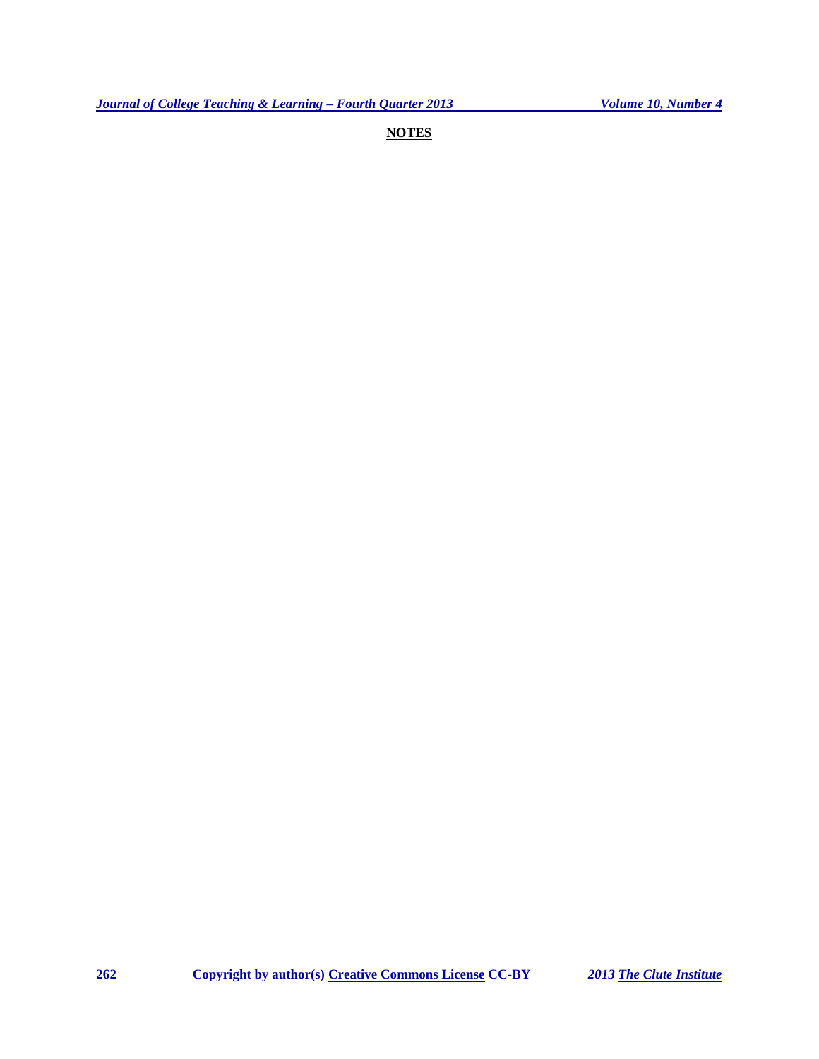**NOTES**